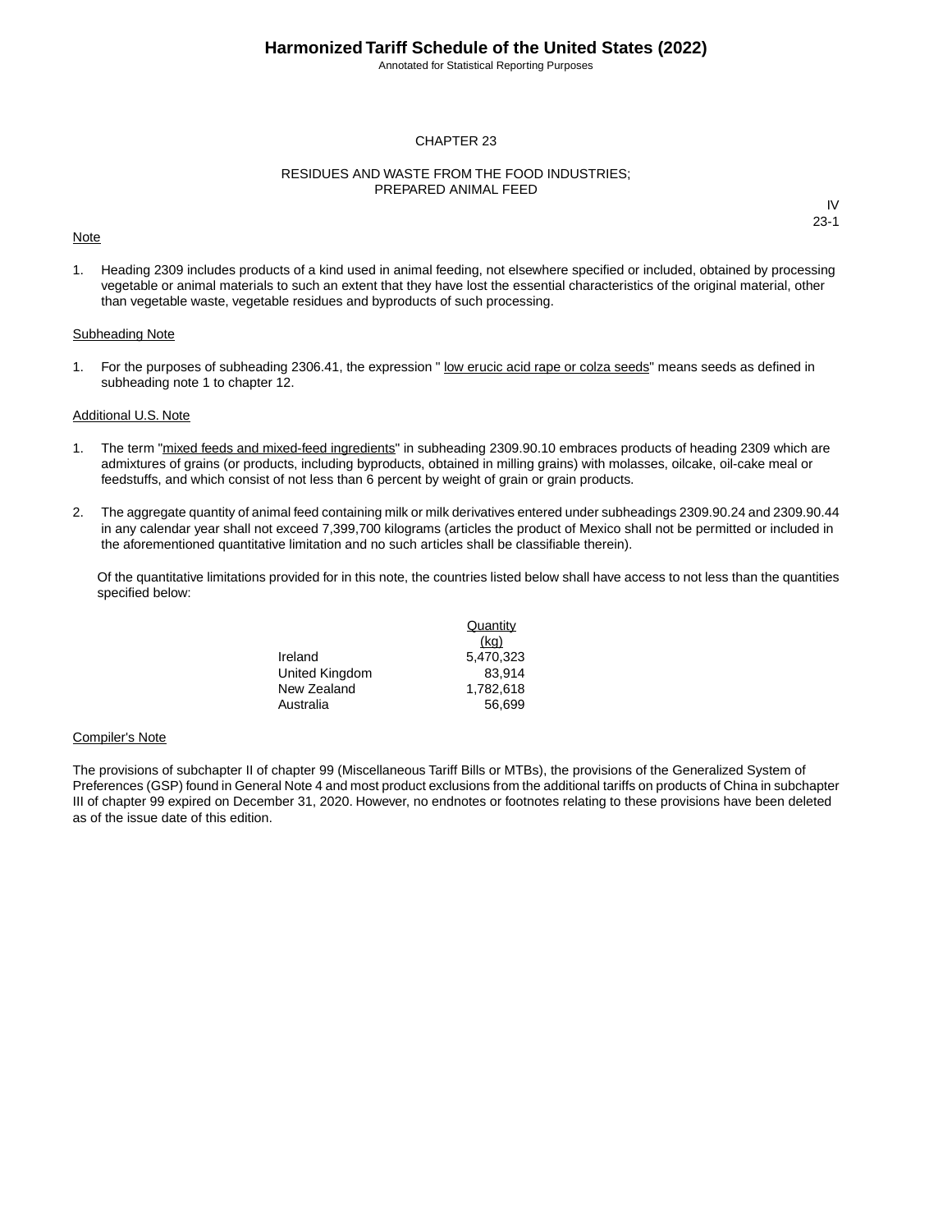# CHAPTER 23

## RESIDUES AND WASTE FROM THE FOOD INDUSTRIES; PREPARED ANIMAL FEED

IV
23-1

Note

1. Heading 2309 includes products of a kind used in animal feeding, not elsewhere specified or included, obtained by processing vegetable or animal materials to such an extent that they have lost the essential characteristics of the original material, other than vegetable waste, vegetable residues and byproducts of such processing.

Subheading Note

1. For the purposes of subheading 2306.41, the expression " low erucic acid rape or colza seeds" means seeds as defined in subheading note 1 to chapter 12.

Additional U.S. Note

1. The term "mixed feeds and mixed-feed ingredients" in subheading 2309.90.10 embraces products of heading 2309 which are admixtures of grains (or products, including byproducts, obtained in milling grains) with molasses, oilcake, oil-cake meal or feedstuffs, and which consist of not less than 6 percent by weight of grain or grain products.

2. The aggregate quantity of animal feed containing milk or milk derivatives entered under subheadings 2309.90.24 and 2309.90.44 in any calendar year shall not exceed 7,399,700 kilograms (articles the product of Mexico shall not be permitted or included in the aforementioned quantitative limitation and no such articles shall be classifiable therein).

   Of the quantitative limitations provided for in this note, the countries listed below shall have access to not less than the quantities specified below:

| | Quantity (kg) |
|---|---|
| Ireland | 5,470,323 |
| United Kingdom | 83,914 |
| New Zealand | 1,782,618 |
| Australia | 56,699 |

Compiler's Note

The provisions of subchapter II of chapter 99 (Miscellaneous Tariff Bills or MTBs), the provisions of the Generalized System of Preferences (GSP) found in General Note 4 and most product exclusions from the additional tariffs on products of China in subchapter III of chapter 99 expired on December 31, 2020. However, no endnotes or footnotes relating to these provisions have been deleted as of the issue date of this edition.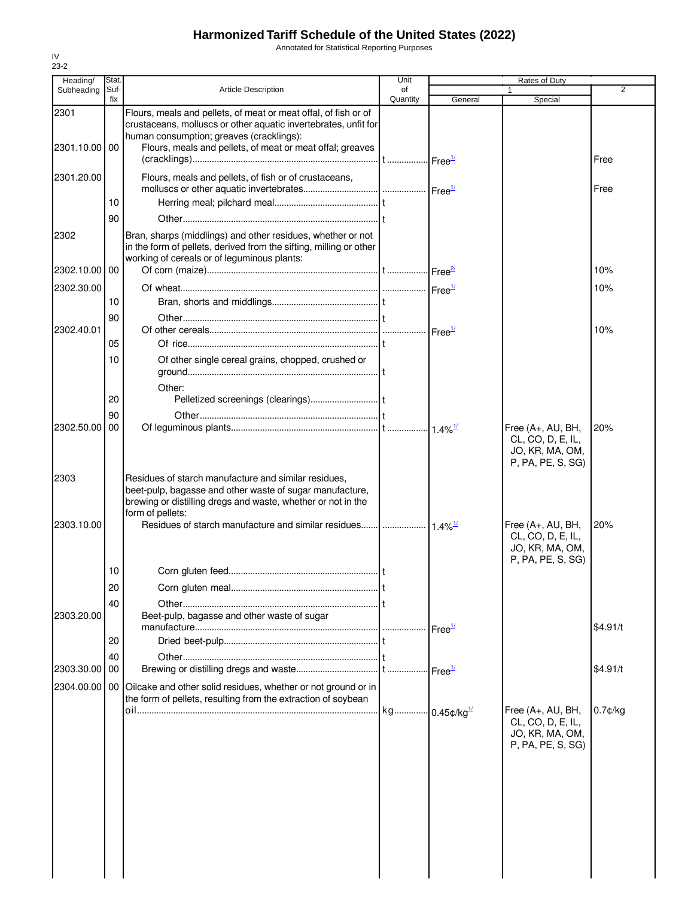# Harmonized Tariff Schedule of the United States (2022)

Annotated for Statistical Reporting Purposes

IV
23-2

| Heading/ Subheading | Stat. Suf-fix | Article Description | Unit of Quantity | Rates of Duty 1 General | Rates of Duty 1 Special | Rates of Duty 2 |
|---|---|---|---|---|---|---|
| 2301 | | Flours, meals and pellets, of meat or meat offal, of fish or of crustaceans, molluscs or other aquatic invertebrates, unfit for human consumption; greaves (cracklings): | | | | |
| 2301.10.00 | 00 | Flours, meals and pellets, of meat or meat offal; greaves (cracklings) | t | Free[1/] | | Free |
| 2301.20.00 | | Flours, meals and pellets, of fish or of crustaceans, molluscs or other aquatic invertebrates | | Free[1/] | | Free |
| | 10 | Herring meal; pilchard meal | t | | | |
| | 90 | Other | t | | | |
| 2302 | | Bran, sharps (middlings) and other residues, whether or not in the form of pellets, derived from the sifting, milling or other working of cereals or of leguminous plants: | | | | |
| 2302.10.00 | 00 | Of corn (maize) | t | Free[2/] | | 10% |
| 2302.30.00 | | Of wheat | | Free[1/] | | 10% |
| | 10 | Bran, shorts and middlings | t | | | |
| | 90 | Other | t | | | |
| 2302.40.01 | | Of other cereals | | Free[1/] | | 10% |
| | 05 | Of rice | t | | | |
| | 10 | Of other single cereal grains, chopped, crushed or ground | t | | | |
| | | Other: | | | | |
| | 20 | Pelletized screenings (clearings) | t | | | |
| | 90 | Other | t | | | |
| 2302.50.00 | 00 | Of leguminous plants | t | 1.4%[1/] | Free (A+, AU, BH, CL, CO, D, E, IL, JO, KR, MA, OM, P, PA, PE, S, SG) | 20% |
| 2303 | | Residues of starch manufacture and similar residues, beet-pulp, bagasse and other waste of sugar manufacture, brewing or distilling dregs and waste, whether or not in the form of pellets: | | | | |
| 2303.10.00 | | Residues of starch manufacture and similar residues | | 1.4%[1/] | Free (A+, AU, BH, CL, CO, D, E, IL, JO, KR, MA, OM, P, PA, PE, S, SG) | 20% |
| | 10 | Corn gluten feed | t | | | |
| | 20 | Corn gluten meal | t | | | |
| | 40 | Other | t | | | |
| 2303.20.00 | | Beet-pulp, bagasse and other waste of sugar manufacture | | Free[1/] | | $4.91/t |
| | 20 | Dried beet-pulp | t | | | |
| | 40 | Other | t | | | |
| 2303.30.00 | 00 | Brewing or distilling dregs and waste | t | Free[1/] | | $4.91/t |
| 2304.00.00 | 00 | Oilcake and other solid residues, whether or not ground or in the form of pellets, resulting from the extraction of soybean oil | kg | 0.45¢/kg[1/] | Free (A+, AU, BH, CL, CO, D, E, IL, JO, KR, MA, OM, P, PA, PE, S, SG) | 0.7¢/kg |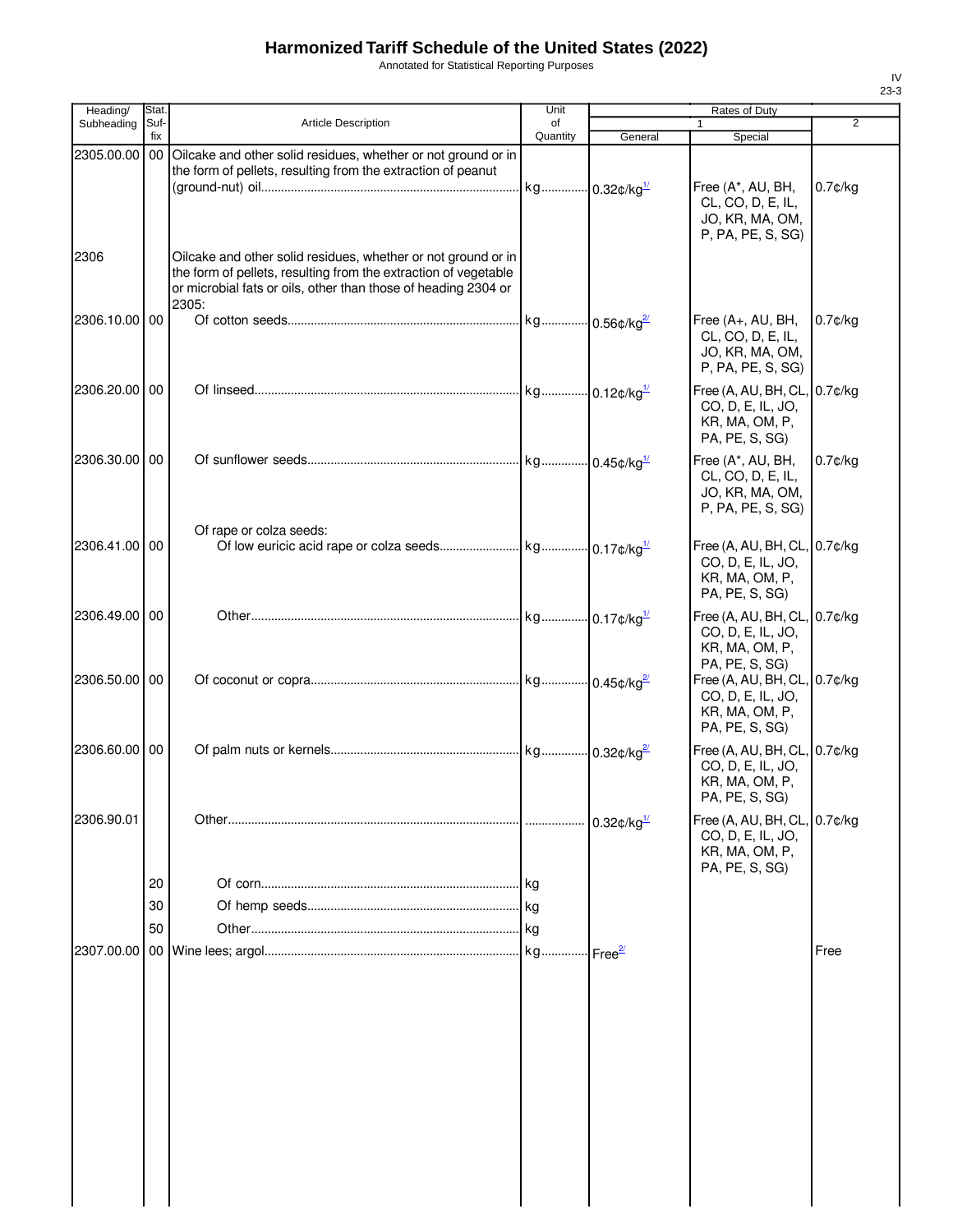# Harmonized Tariff Schedule of the United States (2022)

Annotated for Statistical Reporting Purposes

IV
23-3

| Heading/ Subheading | Stat. Suf- fix | Article Description | Unit of Quantity | Rates of Duty 1 General | Special | 2 |
|---|---|---|---|---|---|---|
| 2305.00.00 | 00 | Oilcake and other solid residues, whether or not ground or in the form of pellets, resulting from the extraction of peanut (ground-nut) oil | kg | 0.32¢/kg[1/] | Free (A*, AU, BH, CL, CO, D, E, IL, JO, KR, MA, OM, P, PA, PE, S, SG) | 0.7¢/kg |
| 2306 | | Oilcake and other solid residues, whether or not ground or in the form of pellets, resulting from the extraction of vegetable or microbial fats or oils, other than those of heading 2304 or 2305: | | | | |
| 2306.10.00 | 00 | Of cotton seeds | kg | 0.56¢/kg[2/] | Free (A+, AU, BH, CL, CO, D, E, IL, JO, KR, MA, OM, P, PA, PE, S, SG) | 0.7¢/kg |
| 2306.20.00 | 00 | Of linseed | kg | 0.12¢/kg[1/] | Free (A, AU, BH, CL, CO, D, E, IL, JO, KR, MA, OM, P, PA, PE, S, SG) | 0.7¢/kg |
| 2306.30.00 | 00 | Of sunflower seeds | kg | 0.45¢/kg[1/] | Free (A*, AU, BH, CL, CO, D, E, IL, JO, KR, MA, OM, P, PA, PE, S, SG) | 0.7¢/kg |
| | | Of rape or colza seeds: | | | | |
| 2306.41.00 | 00 | Of low euricic acid rape or colza seeds | kg | 0.17¢/kg[1/] | Free (A, AU, BH, CL, CO, D, E, IL, JO, KR, MA, OM, P, PA, PE, S, SG) | 0.7¢/kg |
| 2306.49.00 | 00 | Other | kg | 0.17¢/kg[1/] | Free (A, AU, BH, CL, CO, D, E, IL, JO, KR, MA, OM, P, PA, PE, S, SG) | 0.7¢/kg |
| 2306.50.00 | 00 | Of coconut or copra | kg | 0.45¢/kg[2/] | Free (A, AU, BH, CL, CO, D, E, IL, JO, KR, MA, OM, P, PA, PE, S, SG) | 0.7¢/kg |
| 2306.60.00 | 00 | Of palm nuts or kernels | kg | 0.32¢/kg[2/] | Free (A, AU, BH, CL, CO, D, E, IL, JO, KR, MA, OM, P, PA, PE, S, SG) | 0.7¢/kg |
| 2306.90.01 | | Other | | 0.32¢/kg[1/] | Free (A, AU, BH, CL, CO, D, E, IL, JO, KR, MA, OM, P, PA, PE, S, SG) | 0.7¢/kg |
| | 20 | Of corn | kg | | | |
| | 30 | Of hemp seeds | kg | | | |
| | 50 | Other | kg | | | |
| 2307.00.00 | 00 | Wine lees; argol | kg | Free[2/] | | Free |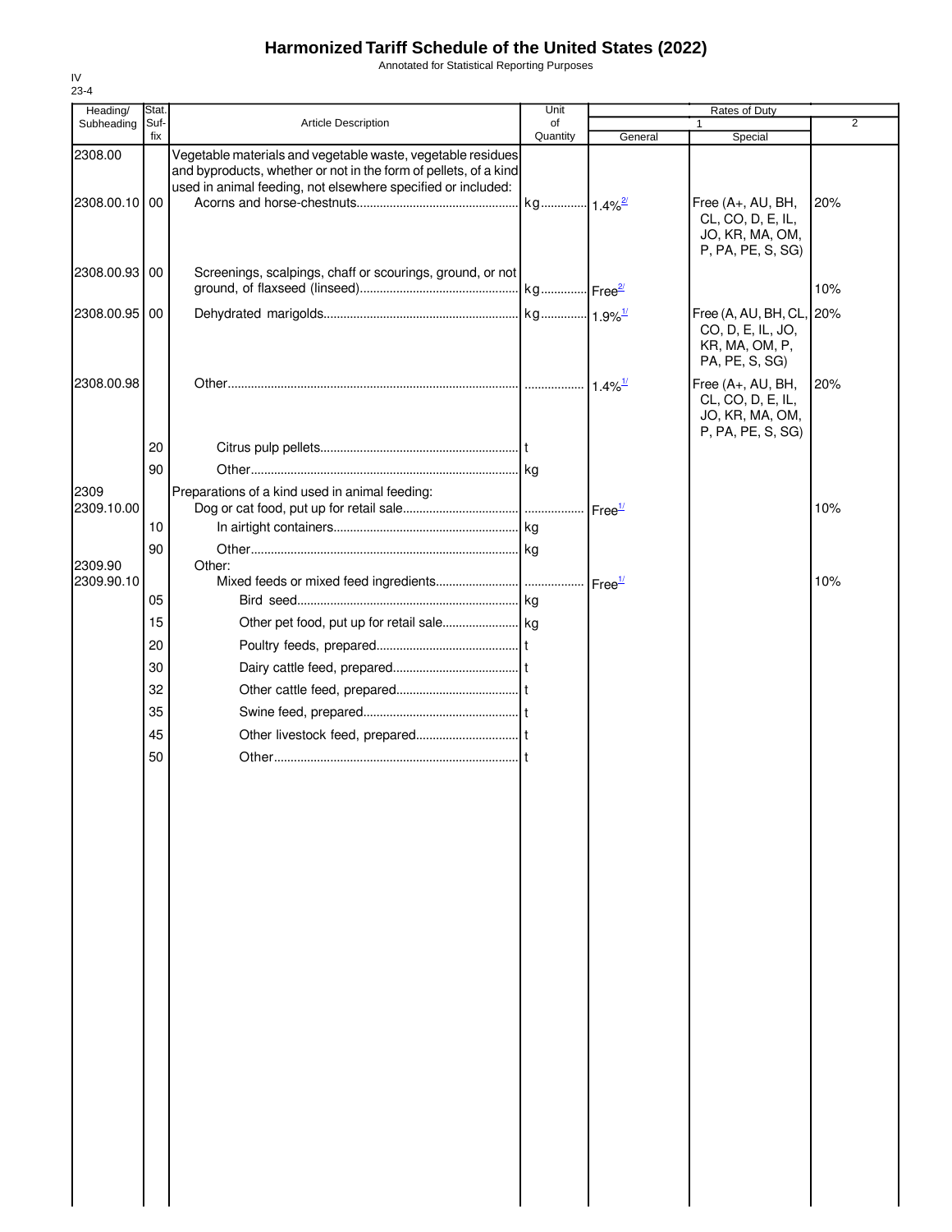# Harmonized Tariff Schedule of the United States (2022)

Annotated for Statistical Reporting Purposes

IV
23-4

| Heading/ Subheading | Stat. Suf- fix | Article Description | Unit of Quantity | Rates of Duty 1 General | Special | 2 |
|---|---|---|---|---|---|---|
| 2308.00 | | Vegetable materials and vegetable waste, vegetable residues and byproducts, whether or not in the form of pellets, of a kind used in animal feeding, not elsewhere specified or included: | | | | |
| 2308.00.10 | 00 | Acorns and horse-chestnuts | kg | 1.4%[2/] | Free (A+, AU, BH, CL, CO, D, E, IL, JO, KR, MA, OM, P, PA, PE, S, SG) | 20% |
| 2308.00.93 | 00 | Screenings, scalpings, chaff or scourings, ground, or not ground, of flaxseed (linseed) | kg | Free[2/] | | 10% |
| 2308.00.95 | 00 | Dehydrated marigolds | kg | 1.9%[1/] | Free (A, AU, BH, CL, CO, D, E, IL, JO, KR, MA, OM, P, PA, PE, S, SG) | 20% |
| 2308.00.98 | | Other | | 1.4%[1/] | Free (A+, AU, BH, CL, CO, D, E, IL, JO, KR, MA, OM, P, PA, PE, S, SG) | 20% |
| | 20 | Citrus pulp pellets | t | | | |
| | 90 | Other | kg | | | |
| 2309 | | Preparations of a kind used in animal feeding: | | | | |
| 2309.10.00 | | Dog or cat food, put up for retail sale | | Free[1/] | | 10% |
| | 10 | In airtight containers | kg | | | |
| | 90 | Other | kg | | | |
| 2309.90 | | Other: | | | | |
| 2309.90.10 | | Mixed feeds or mixed feed ingredients | | Free[1/] | | 10% |
| | 05 | Bird seed | kg | | | |
| | 15 | Other pet food, put up for retail sale | kg | | | |
| | 20 | Poultry feeds, prepared | t | | | |
| | 30 | Dairy cattle feed, prepared | t | | | |
| | 32 | Other cattle feed, prepared | t | | | |
| | 35 | Swine feed, prepared | t | | | |
| | 45 | Other livestock feed, prepared | t | | | |
| | 50 | Other | t | | | |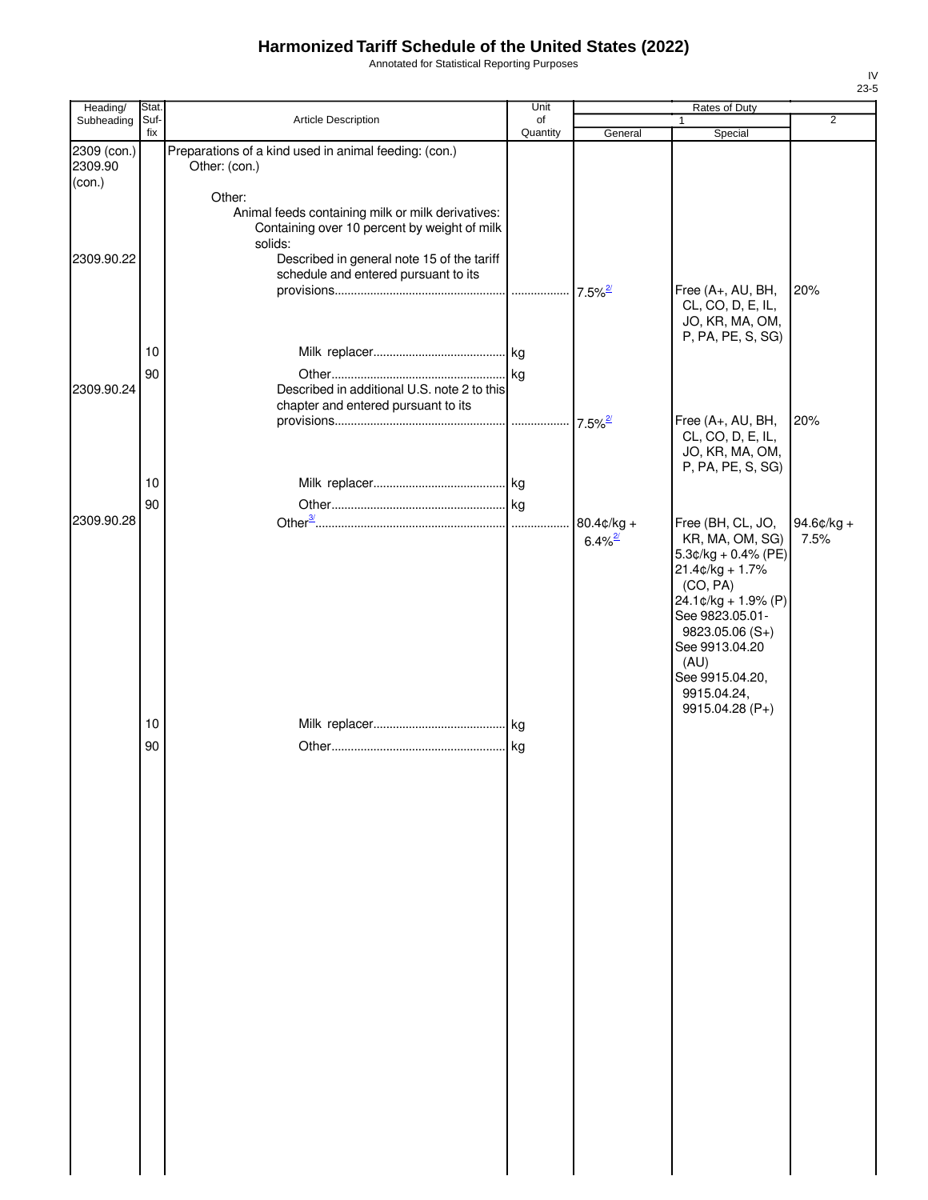# Harmonized Tariff Schedule of the United States (2022)

Annotated for Statistical Reporting Purposes

IV
23-5

| Heading/ Subheading | Stat. Suf- fix | Article Description | Unit of Quantity | Rates of Duty 1 General | Special | 2 |
|---|---|---|---|---|---|---|
| 2309 (con.) 2309.90 (con.) | | Preparations of a kind used in animal feeding: (con.) Other: (con.) | | | | |
| | | Other: | | | | |
| | | Animal feeds containing milk or milk derivatives: | | | | |
| | | Containing over 10 percent by weight of milk solids: | | | | |
| 2309.90.22 | | Described in general note 15 of the tariff schedule and entered pursuant to its provisions | | 7.5%[2/] | Free (A+, AU, BH, CL, CO, D, E, IL, JO, KR, MA, OM, P, PA, PE, S, SG) | 20% |
| | 10 | Milk replacer | kg | | | |
| | 90 | Other | kg | | | |
| 2309.90.24 | | Described in additional U.S. note 2 to this chapter and entered pursuant to its provisions | | 7.5%[2/] | Free (A+, AU, BH, CL, CO, D, E, IL, JO, KR, MA, OM, P, PA, PE, S, SG) | 20% |
| | 10 | Milk replacer | kg | | | |
| | 90 | Other | kg | | | |
| 2309.90.28 | | Other[3/] | | 80.4¢/kg + 6.4%[2/] | Free (BH, CL, JO, KR, MA, OM, SG) 5.3¢/kg + 0.4% (PE) 21.4¢/kg + 1.7% (CO, PA) 24.1¢/kg + 1.9% (P) See 9823.05.01-9823.05.06 (S+) See 9913.04.20 (AU) See 9915.04.20, 9915.04.24, 9915.04.28 (P+) | 94.6¢/kg + 7.5% |
| | 10 | Milk replacer | kg | | | |
| | 90 | Other | kg | | | |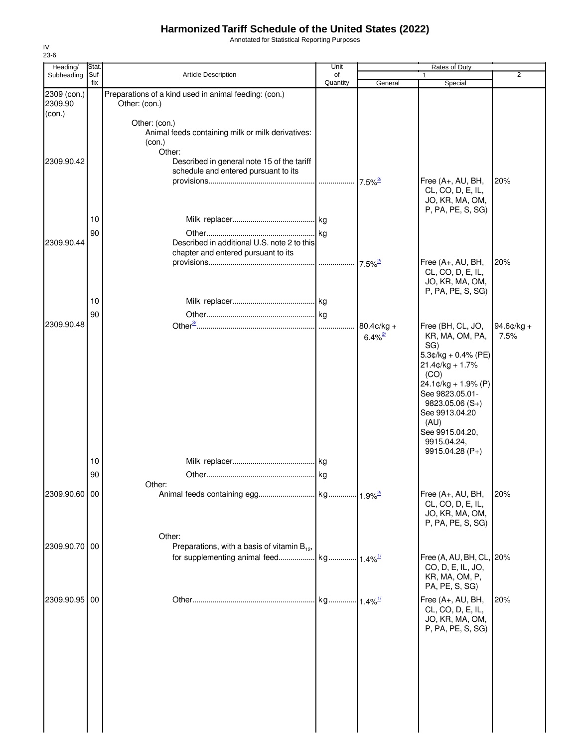# Harmonized Tariff Schedule of the United States (2022)

Annotated for Statistical Reporting Purposes

IV
23-6

| Heading/ Subheading | Stat. Suf- fix | Article Description | Unit of Quantity | Rates of Duty 1 General | Special | 2 |
|---|---|---|---|---|---|---|
| 2309 (con.) 2309.90 (con.) | | Preparations of a kind used in animal feeding: (con.) Other: (con.) | | | | |
| | | Other: (con.) | | | | |
| | | Animal feeds containing milk or milk derivatives: (con.) | | | | |
| | | Other: | | | | |
| 2309.90.42 | | Described in general note 15 of the tariff schedule and entered pursuant to its provisions | | 7.5%[2/] | Free (A+, AU, BH, CL, CO, D, E, IL, JO, KR, MA, OM, P, PA, PE, S, SG) | 20% |
| | 10 | Milk replacer | kg | | | |
| | 90 | Other | kg | | | |
| 2309.90.44 | | Described in additional U.S. note 2 to this chapter and entered pursuant to its provisions | | 7.5%[2/] | Free (A+, AU, BH, CL, CO, D, E, IL, JO, KR, MA, OM, P, PA, PE, S, SG) | 20% |
| | 10 | Milk replacer | kg | | | |
| | 90 | Other | kg | | | |
| 2309.90.48 | | Other[3/] | | 80.4¢/kg + 6.4%[2/] | Free (BH, CL, JO, KR, MA, OM, PA, SG) 5.3¢/kg + 0.4% (PE) 21.4¢/kg + 1.7% (CO) 24.1¢/kg + 1.9% (P) See 9823.05.01-9823.05.06 (S+) See 9913.04.20 (AU) See 9915.04.20, 9915.04.24, 9915.04.28 (P+) | 94.6¢/kg + 7.5% |
| | 10 | Milk replacer | kg | | | |
| | 90 | Other | kg | | | |
| | | Other: | | | | |
| 2309.90.60 | 00 | Animal feeds containing egg | kg | 1.9%[2/] | Free (A+, AU, BH, CL, CO, D, E, IL, JO, KR, MA, OM, P, PA, PE, S, SG) | 20% |
| | | Other: | | | | |
| 2309.90.70 | 00 | Preparations, with a basis of vitamin $B_{12}$, for supplementing animal feed | kg | 1.4%[1/] | Free (A, AU, BH, CL, CO, D, E, IL, JO, KR, MA, OM, P, PA, PE, S, SG) | 20% |
| 2309.90.95 | 00 | Other | kg | 1.4%[1/] | Free (A+, AU, BH, CL, CO, D, E, IL, JO, KR, MA, OM, P, PA, PE, S, SG) | 20% |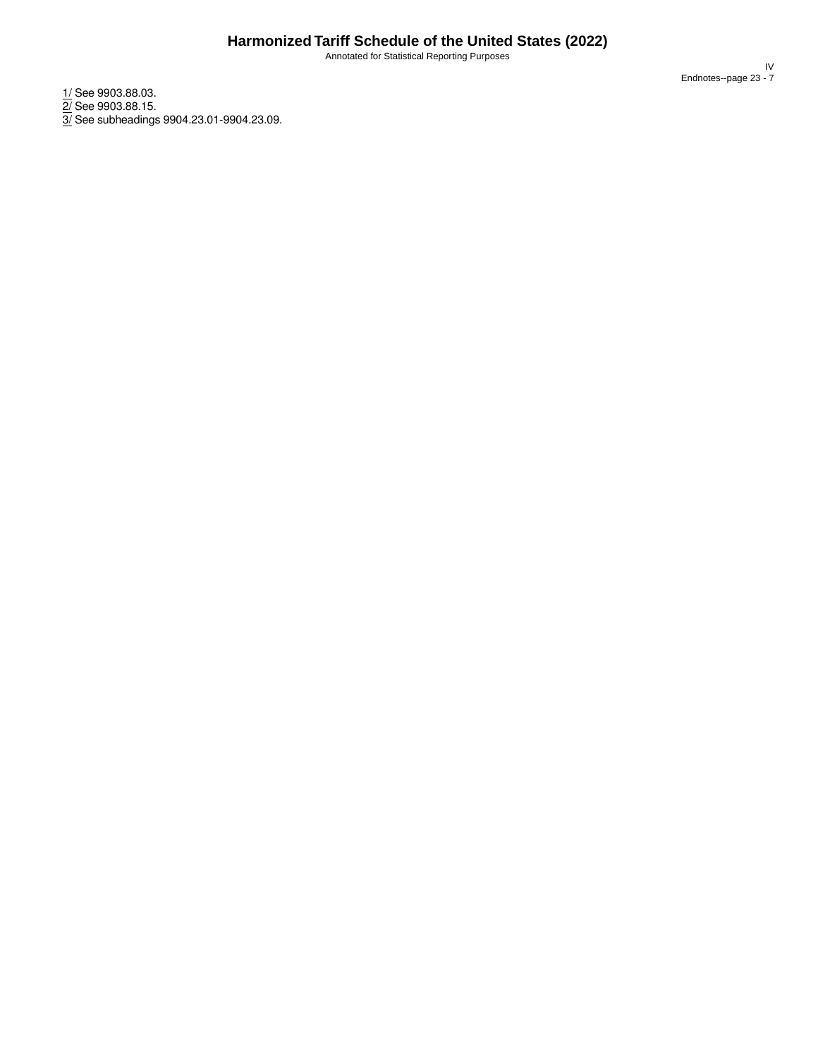1/ See 9903.88.03.
2/ See 9903.88.15.
3/ See subheadings 9904.23.01-9904.23.09.